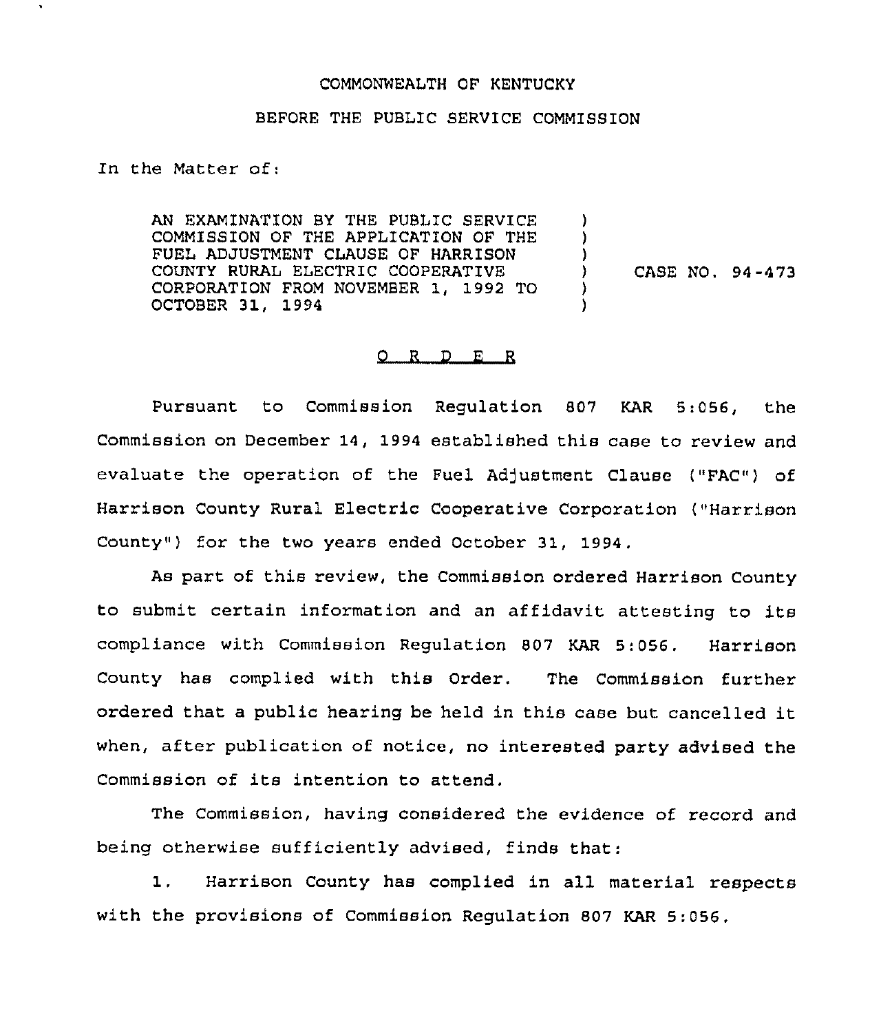COMMONWEALTH OF KENTUCKY

BEFORE THE PUBLIC SERVICE COMMISSION

In the Matter of:

| | | |
|---|---|---|
| AN EXAMINATION BY THE PUBLIC SERVICE COMMISSION OF THE APPLICATION OF THE FUEL ADJUSTMENT CLAUSE OF HARRISON COUNTY RURAL ELECTRIC COOPERATIVE CORPORATION FROM NOVEMBER 1, 1992 TO OCTOBER 31, 1994 | ) ) ) ) ) ) | CASE NO. 94-473 |

## O R D E R

Pursuant to Commission Regulation 807 KAR 5:056, the Commission on December 14, 1994 established this case to review and evaluate the operation of the Fuel Adjustment Clause ("FAC") of Harrison County Rural Electric Cooperative Corporation ("Harrison County") for the two years ended October 31, 1994.

As part of this review, the Commission ordered Harrison County to submit certain information and an affidavit attesting to its compliance with Commission Regulation 807 KAR 5:056. Harrison County has complied with this Order. The Commission further ordered that a public hearing be held in this case but cancelled it when, after publication of notice, no interested party advised the Commission of its intention to attend.

The Commission, having considered the evidence of record and being otherwise sufficiently advised, finds that:

1. Harrison County has complied in all material respects with the provisions of Commission Regulation 807 KAR 5:056.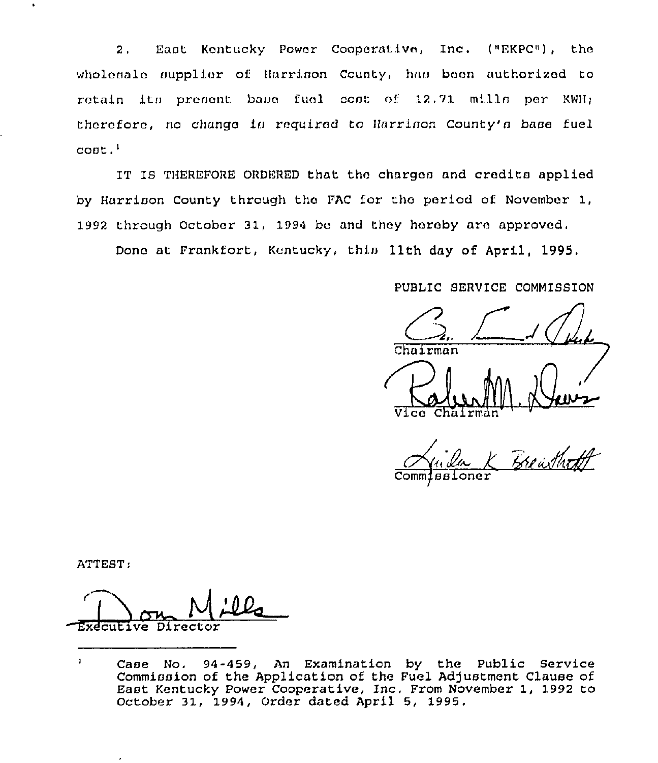2. East Kentucky Power Cooperative, Inc. ("EKPC"), the wholesale supplier of Harrison County, has been authorized to retain its present base fuel cost of 12.71 mills per KWH; therefore, no change is required to Harrison County's base fuel cost.[1]

IT IS THEREFORE ORDERED that the charges and credits applied by Harrison County through the FAC for the period of November 1, 1992 through October 31, 1994 be and they hereby are approved.

Done at Frankfort, Kentucky, this 11th day of April, 1995.

PUBLIC SERVICE COMMISSION

Chairman

Vice Chairman

Commissioner

ATTEST:

Executive Director

---

[1] Case No. 94-459, An Examination by the Public Service Commission of the Application of the Fuel Adjustment Clause of East Kentucky Power Cooperative, Inc. From November 1, 1992 to October 31, 1994, Order dated April 5, 1995.